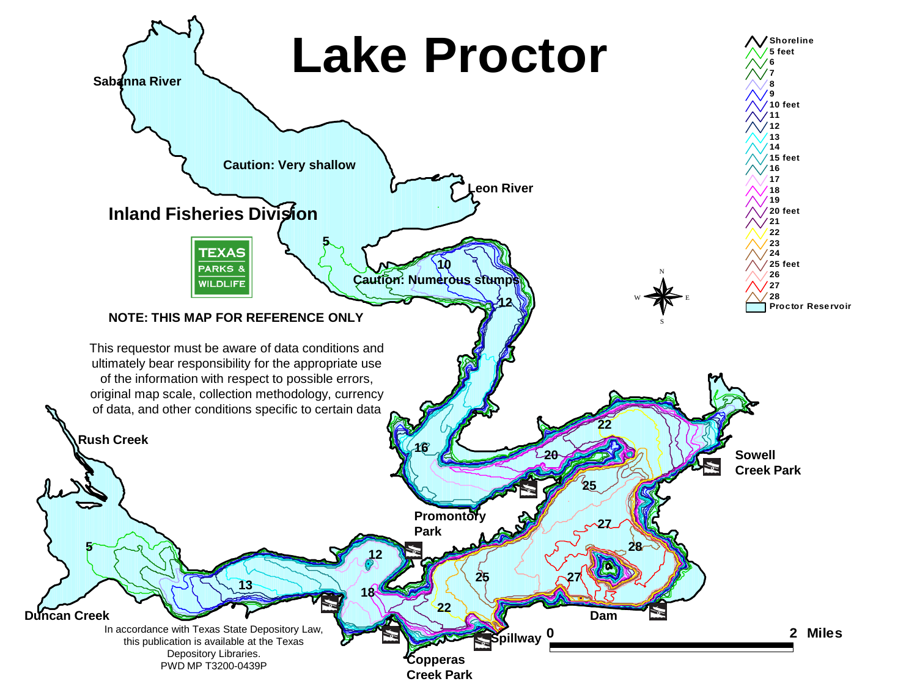# Lake Proctor

## Inland Fisheries Division

TEXAS PARKS & WILDLIFE

**NOTE: THIS MAP FOR REFERENCE ONLY**

This requestor must be aware of data conditions and ultimately bear responsibility for the appropriate use of the information with respect to possible errors, original map scale, collection methodology, currency of data, and other conditions specific to certain data

In accordance with Texas State Depository Law, this publication is available at the Texas Depository Libraries.
PWD MP T3200-0439P

**Legend**

- Shoreline
- 5 feet
- 6
- 7
- 8
- 9
- 10 feet
- 11
- 12
- 13
- 14
- 15 feet
- 16
- 17
- 18
- 19
- 20 feet
- 21
- 22
- 23
- 24
- 25 feet
- 26
- 27
- 28
- Proctor Reservoir

Map labels: Sabanna River, Caution: Very shallow, Leon River, Caution: Numerous stumps, Rush Creek, Duncan Creek, Promontory Park, Sowell Creek Park, Copperas Creek Park, Spillway, Dam

Depth labels: 5, 10, 12, 16, 20, 22, 25, 27, 28, 27, 25, 22, 18, 12, 13, 5

Scale: 0 — 2 Miles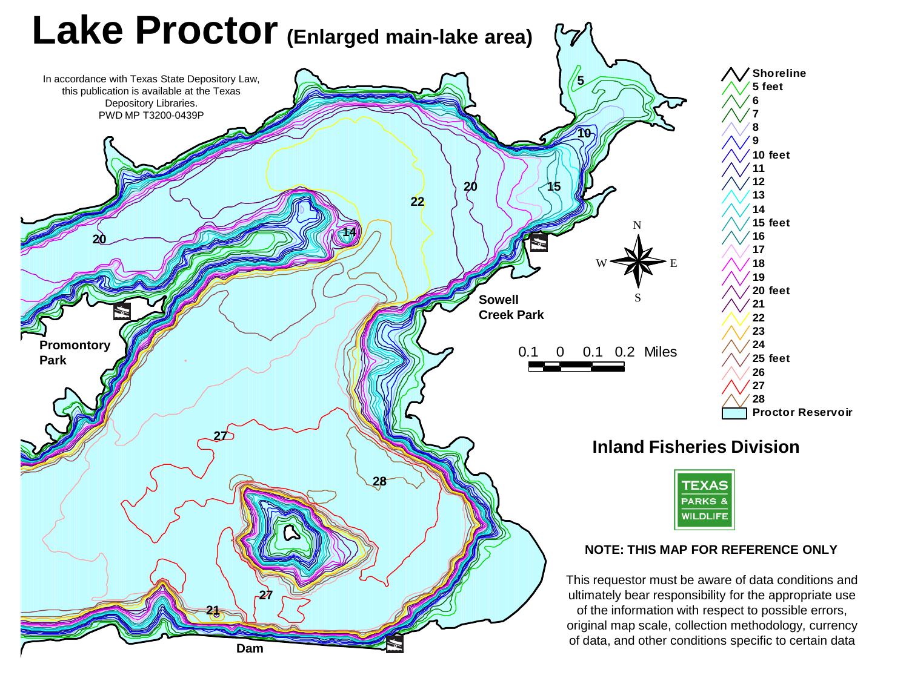# Lake Proctor (Enlarged main-lake area)

In accordance with Texas State Depository Law, this publication is available at the Texas Depository Libraries.
PWD MP T3200-0439P

Shoreline
5 feet
6
7
8
9
10 feet
11
12
13
14
15 feet
16
17
18
19
20 feet
21
22
23
24
25 feet
26
27
28
Proctor Reservoir

N
W E
S

0.1 0 0.1 0.2 Miles

Promontory Park

Sowell Creek Park

Dam

5
10
15
20
22
14
20
27
28
27
21

## Inland Fisheries Division

TEXAS PARKS & WILDLIFE

**NOTE: THIS MAP FOR REFERENCE ONLY**

This requestor must be aware of data conditions and ultimately bear responsibility for the appropriate use of the information with respect to possible errors, original map scale, collection methodology, currency of data, and other conditions specific to certain data